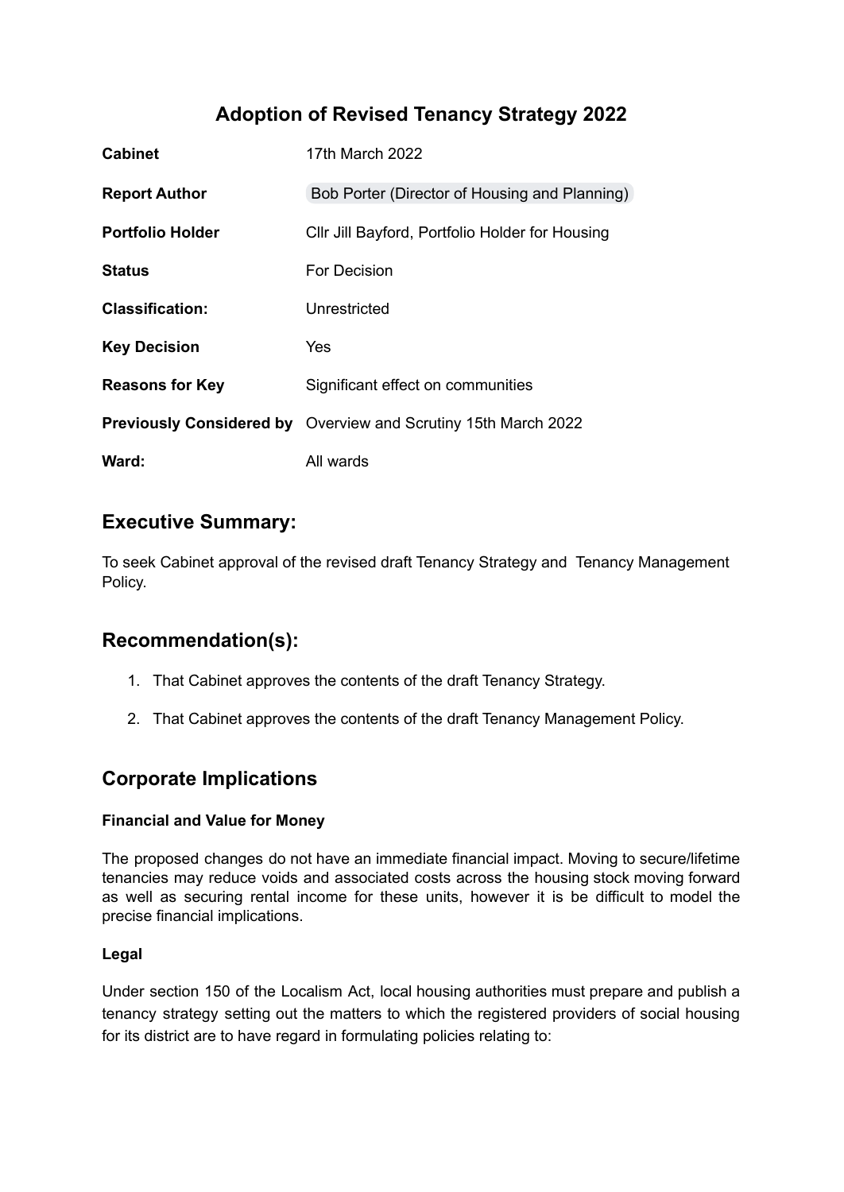# Adoption of Revised Tenancy Strategy 2022

| | |
|---|---|
| **Cabinet** | 17th March 2022 |
| **Report Author** | Bob Porter (Director of Housing and Planning) |
| **Portfolio Holder** | Cllr Jill Bayford, Portfolio Holder for Housing |
| **Status** | For Decision |
| **Classification:** | Unrestricted |
| **Key Decision** | Yes |
| **Reasons for Key** | Significant effect on communities |
| **Previously Considered by** | Overview and Scrutiny 15th March 2022 |
| **Ward:** | All wards |

## Executive Summary:

To seek Cabinet approval of the revised draft Tenancy Strategy and Tenancy Management Policy.

## Recommendation(s):

1. That Cabinet approves the contents of the draft Tenancy Strategy.
2. That Cabinet approves the contents of the draft Tenancy Management Policy.

## Corporate Implications

### Financial and Value for Money

The proposed changes do not have an immediate financial impact. Moving to secure/lifetime tenancies may reduce voids and associated costs across the housing stock moving forward as well as securing rental income for these units, however it is be difficult to model the precise financial implications.

### Legal

Under section 150 of the Localism Act, local housing authorities must prepare and publish a tenancy strategy setting out the matters to which the registered providers of social housing for its district are to have regard in formulating policies relating to: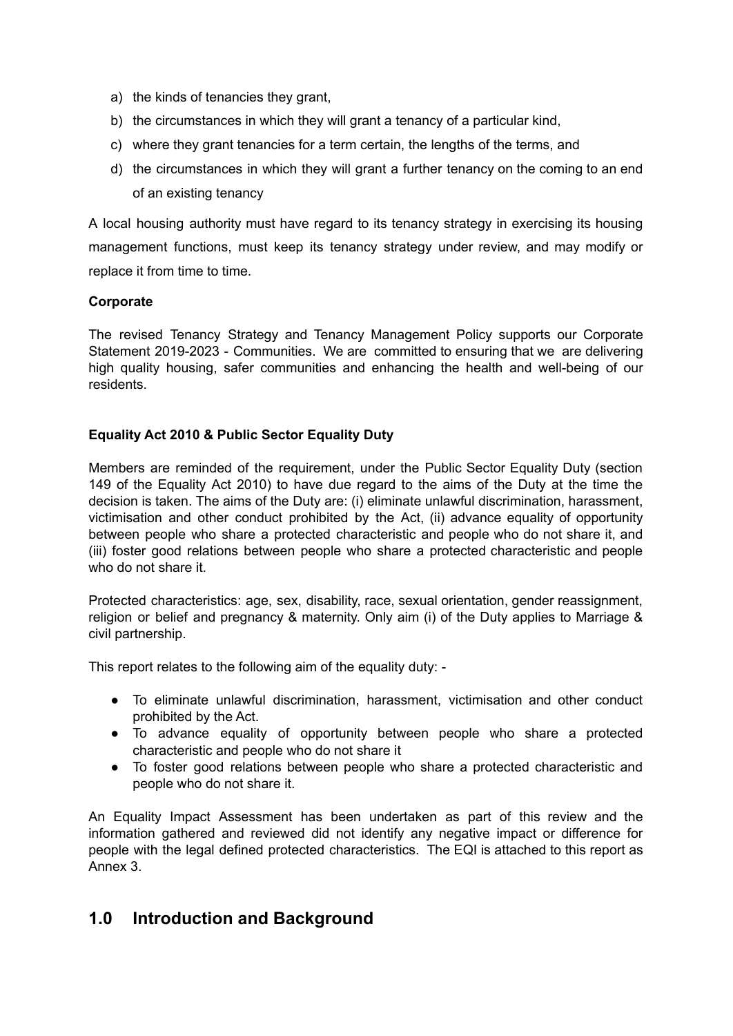a) the kinds of tenancies they grant,
b) the circumstances in which they will grant a tenancy of a particular kind,
c) where they grant tenancies for a term certain, the lengths of the terms, and
d) the circumstances in which they will grant a further tenancy on the coming to an end of an existing tenancy

A local housing authority must have regard to its tenancy strategy in exercising its housing management functions, must keep its tenancy strategy under review, and may modify or replace it from time to time.

**Corporate**

The revised Tenancy Strategy and Tenancy Management Policy supports our Corporate Statement 2019-2023 - Communities. We are committed to ensuring that we are delivering high quality housing, safer communities and enhancing the health and well-being of our residents.

**Equality Act 2010 & Public Sector Equality Duty**

Members are reminded of the requirement, under the Public Sector Equality Duty (section 149 of the Equality Act 2010) to have due regard to the aims of the Duty at the time the decision is taken. The aims of the Duty are: (i) eliminate unlawful discrimination, harassment, victimisation and other conduct prohibited by the Act, (ii) advance equality of opportunity between people who share a protected characteristic and people who do not share it, and (iii) foster good relations between people who share a protected characteristic and people who do not share it.

Protected characteristics: age, sex, disability, race, sexual orientation, gender reassignment, religion or belief and pregnancy & maternity. Only aim (i) of the Duty applies to Marriage & civil partnership.

This report relates to the following aim of the equality duty: -

- To eliminate unlawful discrimination, harassment, victimisation and other conduct prohibited by the Act.
- To advance equality of opportunity between people who share a protected characteristic and people who do not share it
- To foster good relations between people who share a protected characteristic and people who do not share it.

An Equality Impact Assessment has been undertaken as part of this review and the information gathered and reviewed did not identify any negative impact or difference for people with the legal defined protected characteristics. The EQI is attached to this report as Annex 3.

## 1.0 Introduction and Background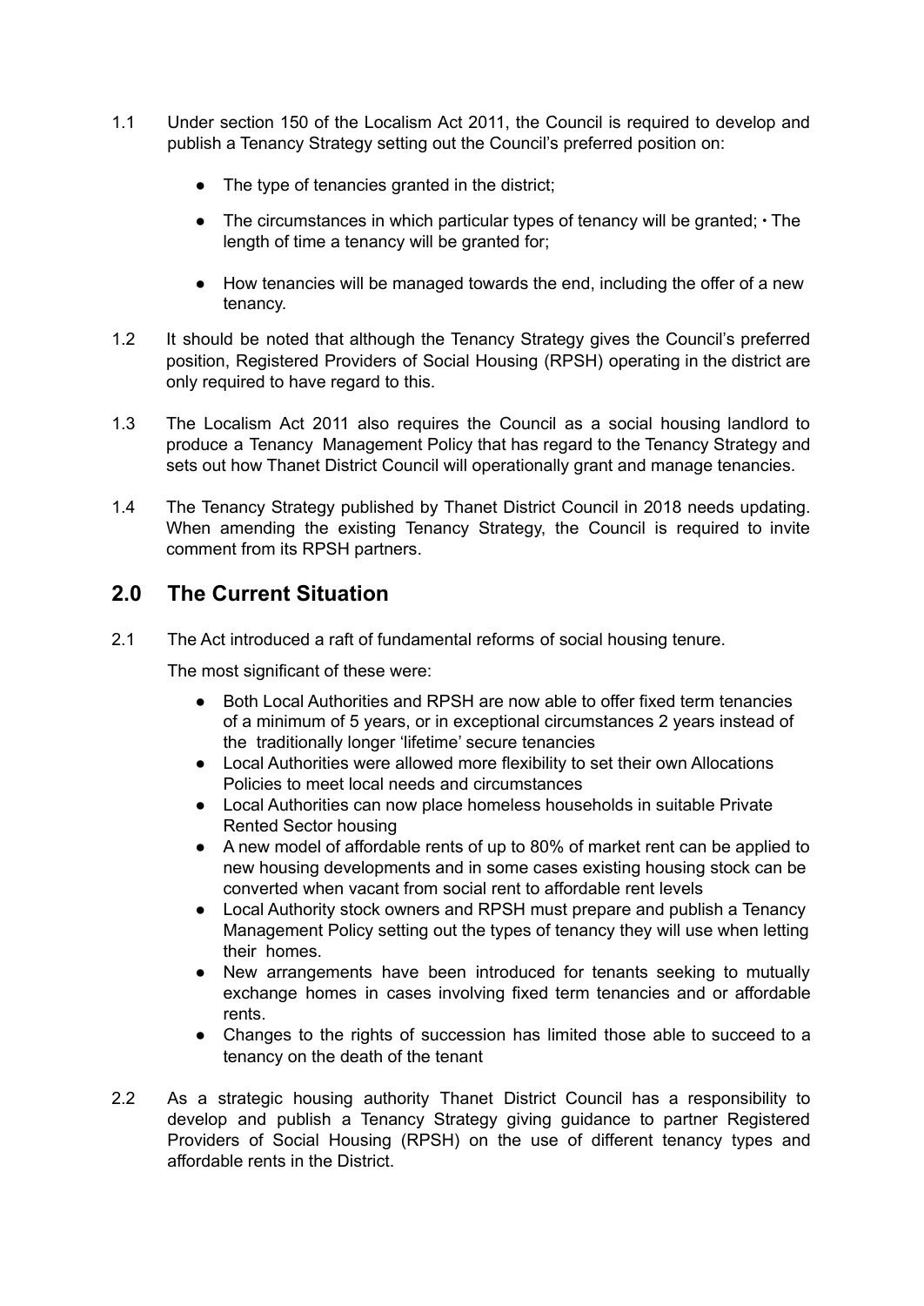1.1 Under section 150 of the Localism Act 2011, the Council is required to develop and publish a Tenancy Strategy setting out the Council's preferred position on:

- The type of tenancies granted in the district;
- The circumstances in which particular types of tenancy will be granted; • The length of time a tenancy will be granted for;
- How tenancies will be managed towards the end, including the offer of a new tenancy.

1.2 It should be noted that although the Tenancy Strategy gives the Council's preferred position, Registered Providers of Social Housing (RPSH) operating in the district are only required to have regard to this.

1.3 The Localism Act 2011 also requires the Council as a social housing landlord to produce a Tenancy Management Policy that has regard to the Tenancy Strategy and sets out how Thanet District Council will operationally grant and manage tenancies.

1.4 The Tenancy Strategy published by Thanet District Council in 2018 needs updating. When amending the existing Tenancy Strategy, the Council is required to invite comment from its RPSH partners.

## 2.0 The Current Situation

2.1 The Act introduced a raft of fundamental reforms of social housing tenure.

The most significant of these were:

- Both Local Authorities and RPSH are now able to offer fixed term tenancies of a minimum of 5 years, or in exceptional circumstances 2 years instead of the traditionally longer 'lifetime' secure tenancies
- Local Authorities were allowed more flexibility to set their own Allocations Policies to meet local needs and circumstances
- Local Authorities can now place homeless households in suitable Private Rented Sector housing
- A new model of affordable rents of up to 80% of market rent can be applied to new housing developments and in some cases existing housing stock can be converted when vacant from social rent to affordable rent levels
- Local Authority stock owners and RPSH must prepare and publish a Tenancy Management Policy setting out the types of tenancy they will use when letting their homes.
- New arrangements have been introduced for tenants seeking to mutually exchange homes in cases involving fixed term tenancies and or affordable rents.
- Changes to the rights of succession has limited those able to succeed to a tenancy on the death of the tenant

2.2 As a strategic housing authority Thanet District Council has a responsibility to develop and publish a Tenancy Strategy giving guidance to partner Registered Providers of Social Housing (RPSH) on the use of different tenancy types and affordable rents in the District.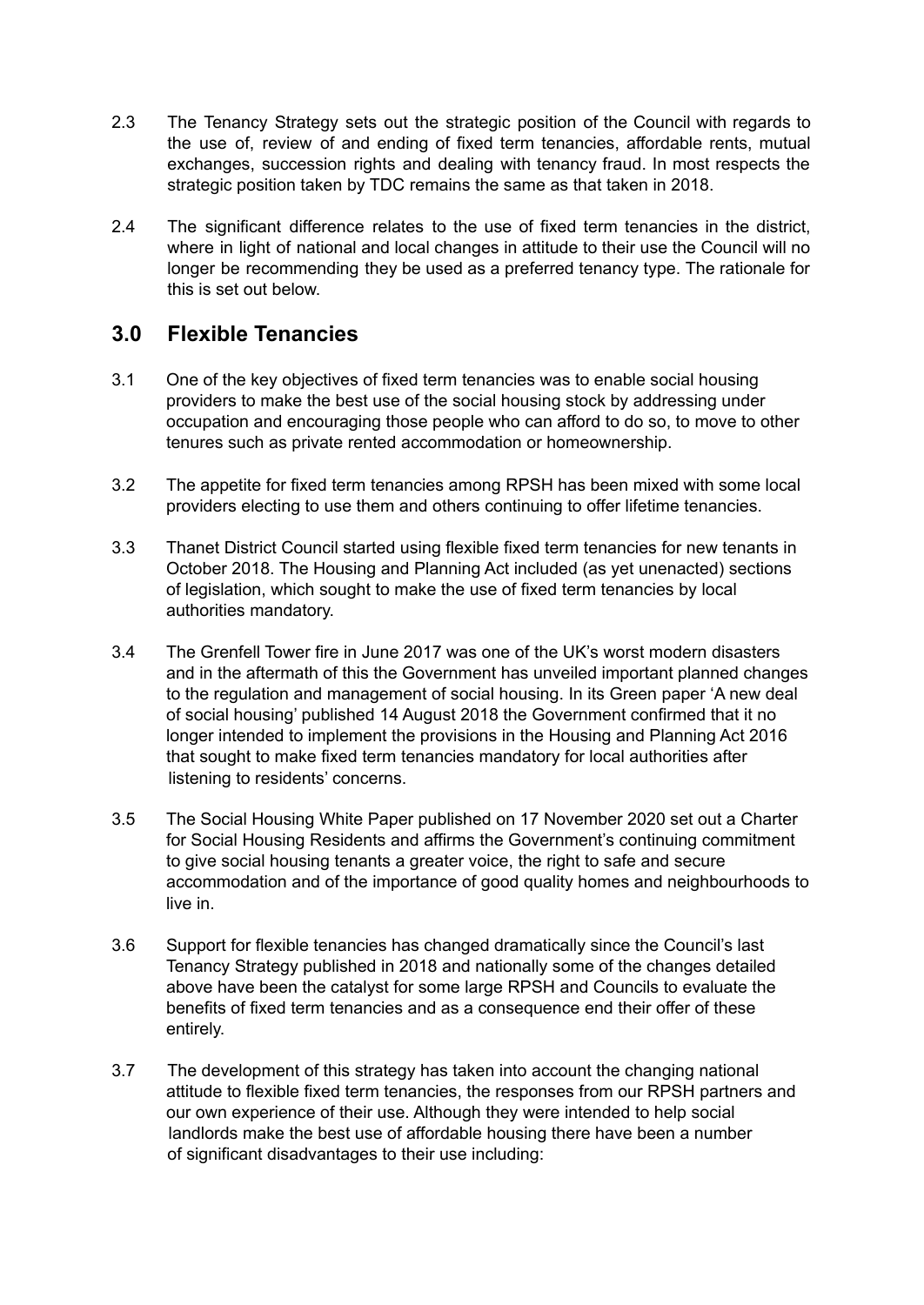2.3 The Tenancy Strategy sets out the strategic position of the Council with regards to the use of, review of and ending of fixed term tenancies, affordable rents, mutual exchanges, succession rights and dealing with tenancy fraud. In most respects the strategic position taken by TDC remains the same as that taken in 2018.

2.4 The significant difference relates to the use of fixed term tenancies in the district, where in light of national and local changes in attitude to their use the Council will no longer be recommending they be used as a preferred tenancy type. The rationale for this is set out below.

## 3.0 Flexible Tenancies

3.1 One of the key objectives of fixed term tenancies was to enable social housing providers to make the best use of the social housing stock by addressing under occupation and encouraging those people who can afford to do so, to move to other tenures such as private rented accommodation or homeownership.

3.2 The appetite for fixed term tenancies among RPSH has been mixed with some local providers electing to use them and others continuing to offer lifetime tenancies.

3.3 Thanet District Council started using flexible fixed term tenancies for new tenants in October 2018. The Housing and Planning Act included (as yet unenacted) sections of legislation, which sought to make the use of fixed term tenancies by local authorities mandatory.

3.4 The Grenfell Tower fire in June 2017 was one of the UK's worst modern disasters and in the aftermath of this the Government has unveiled important planned changes to the regulation and management of social housing. In its Green paper 'A new deal of social housing' published 14 August 2018 the Government confirmed that it no longer intended to implement the provisions in the Housing and Planning Act 2016 that sought to make fixed term tenancies mandatory for local authorities after listening to residents' concerns.

3.5 The Social Housing White Paper published on 17 November 2020 set out a Charter for Social Housing Residents and affirms the Government's continuing commitment to give social housing tenants a greater voice, the right to safe and secure accommodation and of the importance of good quality homes and neighbourhoods to live in.

3.6 Support for flexible tenancies has changed dramatically since the Council's last Tenancy Strategy published in 2018 and nationally some of the changes detailed above have been the catalyst for some large RPSH and Councils to evaluate the benefits of fixed term tenancies and as a consequence end their offer of these entirely.

3.7 The development of this strategy has taken into account the changing national attitude to flexible fixed term tenancies, the responses from our RPSH partners and our own experience of their use. Although they were intended to help social landlords make the best use of affordable housing there have been a number of significant disadvantages to their use including: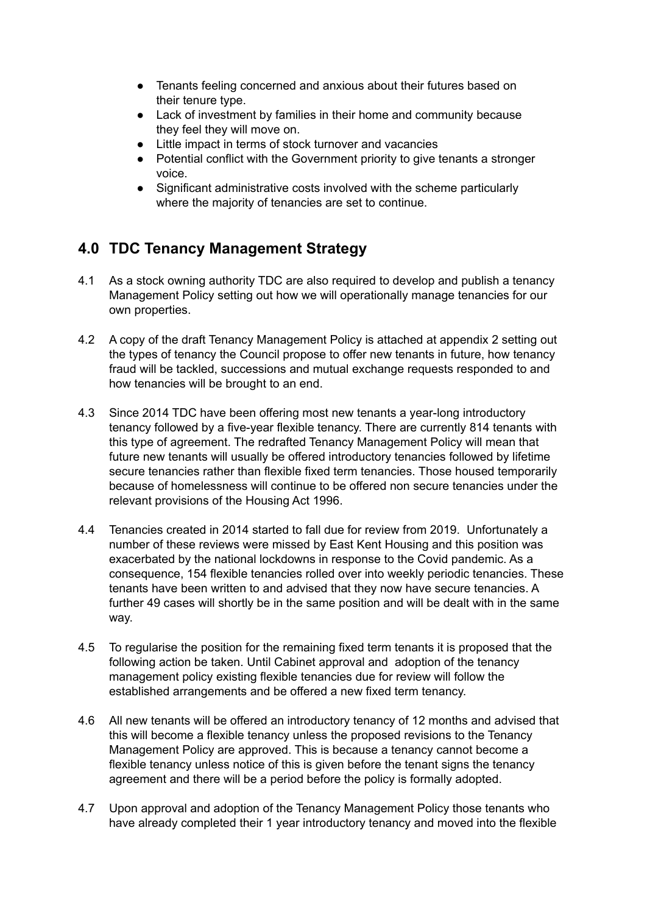- Tenants feeling concerned and anxious about their futures based on their tenure type.
- Lack of investment by families in their home and community because they feel they will move on.
- Little impact in terms of stock turnover and vacancies
- Potential conflict with the Government priority to give tenants a stronger voice.
- Significant administrative costs involved with the scheme particularly where the majority of tenancies are set to continue.

## 4.0 TDC Tenancy Management Strategy

4.1 As a stock owning authority TDC are also required to develop and publish a tenancy Management Policy setting out how we will operationally manage tenancies for our own properties.

4.2 A copy of the draft Tenancy Management Policy is attached at appendix 2 setting out the types of tenancy the Council propose to offer new tenants in future, how tenancy fraud will be tackled, successions and mutual exchange requests responded to and how tenancies will be brought to an end.

4.3 Since 2014 TDC have been offering most new tenants a year-long introductory tenancy followed by a five-year flexible tenancy. There are currently 814 tenants with this type of agreement. The redrafted Tenancy Management Policy will mean that future new tenants will usually be offered introductory tenancies followed by lifetime secure tenancies rather than flexible fixed term tenancies. Those housed temporarily because of homelessness will continue to be offered non secure tenancies under the relevant provisions of the Housing Act 1996.

4.4 Tenancies created in 2014 started to fall due for review from 2019. Unfortunately a number of these reviews were missed by East Kent Housing and this position was exacerbated by the national lockdowns in response to the Covid pandemic. As a consequence, 154 flexible tenancies rolled over into weekly periodic tenancies. These tenants have been written to and advised that they now have secure tenancies. A further 49 cases will shortly be in the same position and will be dealt with in the same way.

4.5 To regularise the position for the remaining fixed term tenants it is proposed that the following action be taken. Until Cabinet approval and adoption of the tenancy management policy existing flexible tenancies due for review will follow the established arrangements and be offered a new fixed term tenancy.

4.6 All new tenants will be offered an introductory tenancy of 12 months and advised that this will become a flexible tenancy unless the proposed revisions to the Tenancy Management Policy are approved. This is because a tenancy cannot become a flexible tenancy unless notice of this is given before the tenant signs the tenancy agreement and there will be a period before the policy is formally adopted.

4.7 Upon approval and adoption of the Tenancy Management Policy those tenants who have already completed their 1 year introductory tenancy and moved into the flexible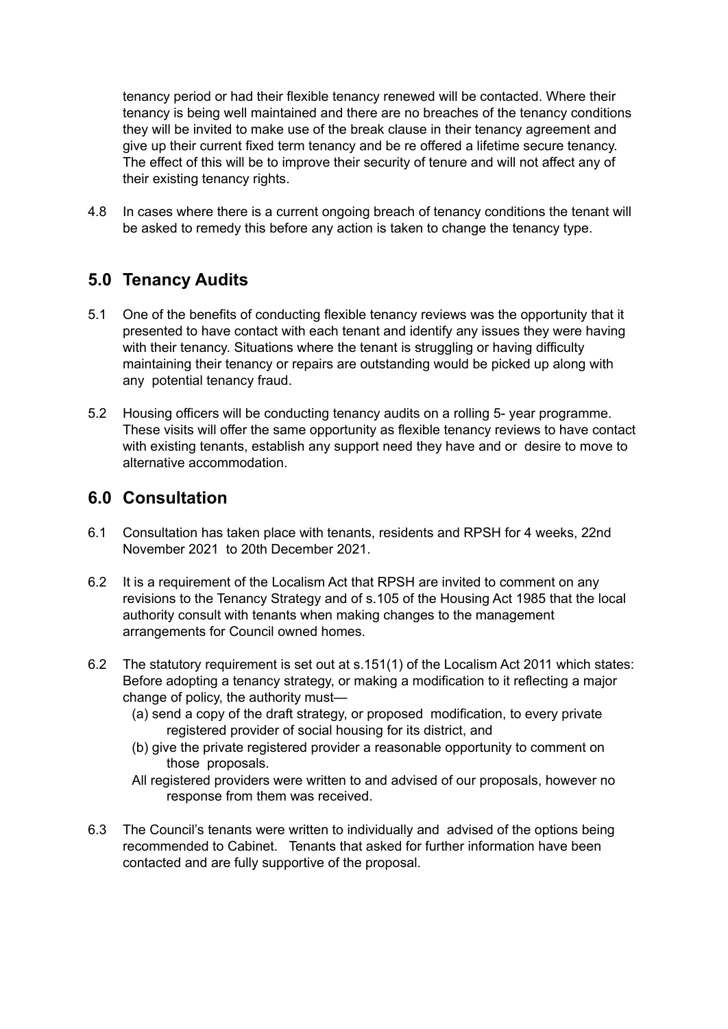tenancy period or had their flexible tenancy renewed will be contacted. Where their tenancy is being well maintained and there are no breaches of the tenancy conditions they will be invited to make use of the break clause in their tenancy agreement and give up their current fixed term tenancy and be re offered a lifetime secure tenancy. The effect of this will be to improve their security of tenure and will not affect any of their existing tenancy rights.

4.8 In cases where there is a current ongoing breach of tenancy conditions the tenant will be asked to remedy this before any action is taken to change the tenancy type.

## 5.0 Tenancy Audits

5.1 One of the benefits of conducting flexible tenancy reviews was the opportunity that it presented to have contact with each tenant and identify any issues they were having with their tenancy. Situations where the tenant is struggling or having difficulty maintaining their tenancy or repairs are outstanding would be picked up along with any potential tenancy fraud.

5.2 Housing officers will be conducting tenancy audits on a rolling 5- year programme. These visits will offer the same opportunity as flexible tenancy reviews to have contact with existing tenants, establish any support need they have and or desire to move to alternative accommodation.

## 6.0 Consultation

6.1 Consultation has taken place with tenants, residents and RPSH for 4 weeks, 22nd November 2021 to 20th December 2021.

6.2 It is a requirement of the Localism Act that RPSH are invited to comment on any revisions to the Tenancy Strategy and of s.105 of the Housing Act 1985 that the local authority consult with tenants when making changes to the management arrangements for Council owned homes.

6.2 The statutory requirement is set out at s.151(1) of the Localism Act 2011 which states: Before adopting a tenancy strategy, or making a modification to it reflecting a major change of policy, the authority must—

(a) send a copy of the draft strategy, or proposed modification, to every private registered provider of social housing for its district, and

(b) give the private registered provider a reasonable opportunity to comment on those proposals.

All registered providers were written to and advised of our proposals, however no response from them was received.

6.3 The Council's tenants were written to individually and advised of the options being recommended to Cabinet. Tenants that asked for further information have been contacted and are fully supportive of the proposal.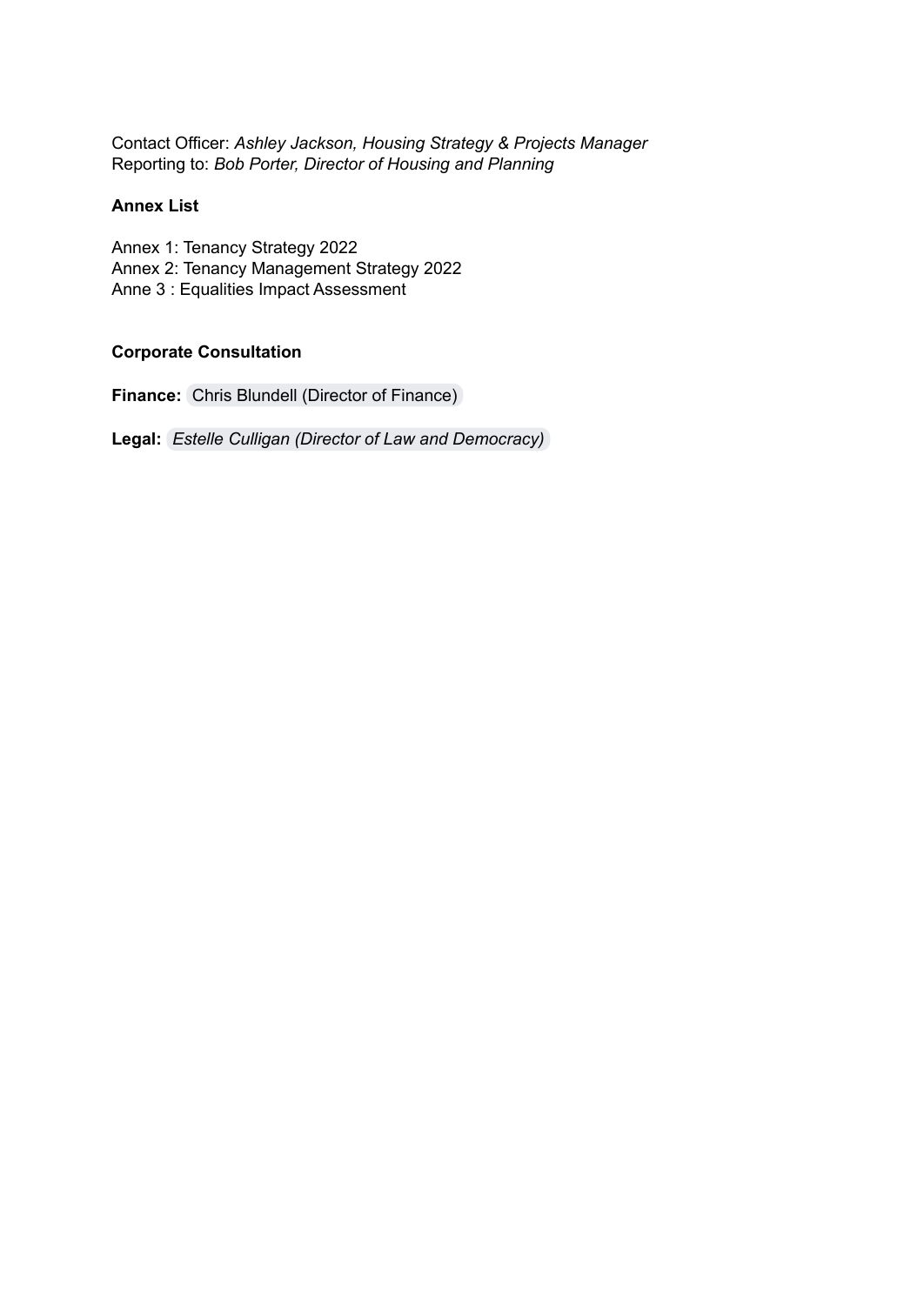Contact Officer: *Ashley Jackson, Housing Strategy & Projects Manager*
Reporting to: *Bob Porter, Director of Housing and Planning*

**Annex List**

Annex 1: Tenancy Strategy 2022
Annex 2: Tenancy Management Strategy 2022
Anne 3 : Equalities Impact Assessment

**Corporate Consultation**

**Finance:** Chris Blundell (Director of Finance)

**Legal:** *Estelle Culligan (Director of Law and Democracy)*